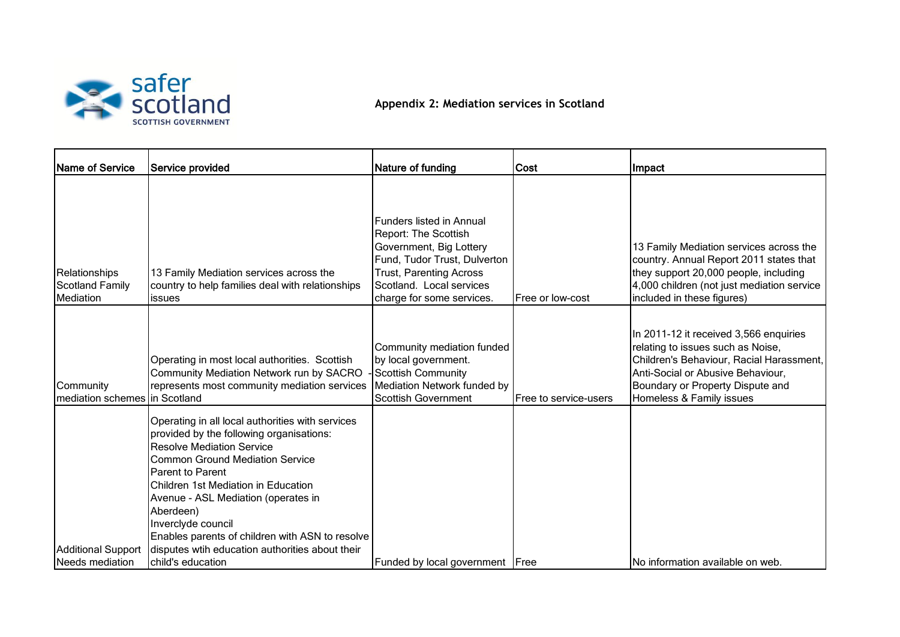safer scotland
SCOTTISH GOVERNMENT

## Appendix 2: Mediation services in Scotland

| Name of Service | Service provided | Nature of funding | Cost | Impact |
|---|---|---|---|---|
| Relationships Scotland Family Mediation | 13 Family Mediation services across the country to help families deal with relationships issues | Funders listed in Annual Report: The Scottish Government, Big Lottery Fund, Tudor Trust, Dulverton Trust, Parenting Across Scotland. Local services charge for some services. | Free or low-cost | 13 Family Mediation services across the country. Annual Report 2011 states that they support 20,000 people, including 4,000 children (not just mediation service included in these figures) |
| Community mediation schemes | Operating in most local authorities. Scottish Community Mediation Network run by SACRO - represents most community mediation services in Scotland | Community mediation funded by local government. Scottish Community Mediation Network funded by Scottish Government | Free to service-users | In 2011-12 it received 3,566 enquiries relating to issues such as Noise, Children's Behaviour, Racial Harassment, Anti-Social or Abusive Behaviour, Boundary or Property Dispute and Homeless & Family issues |
| Additional Support Needs mediation | Operating in all local authorities with services provided by the following organisations:<br>Resolve Mediation Service<br>Common Ground Mediation Service<br>Parent to Parent<br>Children 1st Mediation in Education<br>Avenue - ASL Mediation (operates in Aberdeen)<br>Inverclyde council<br>Enables parents of children with ASN to resolve disputes wtih education authorities about their child's education | Funded by local government | Free | No information available on web. |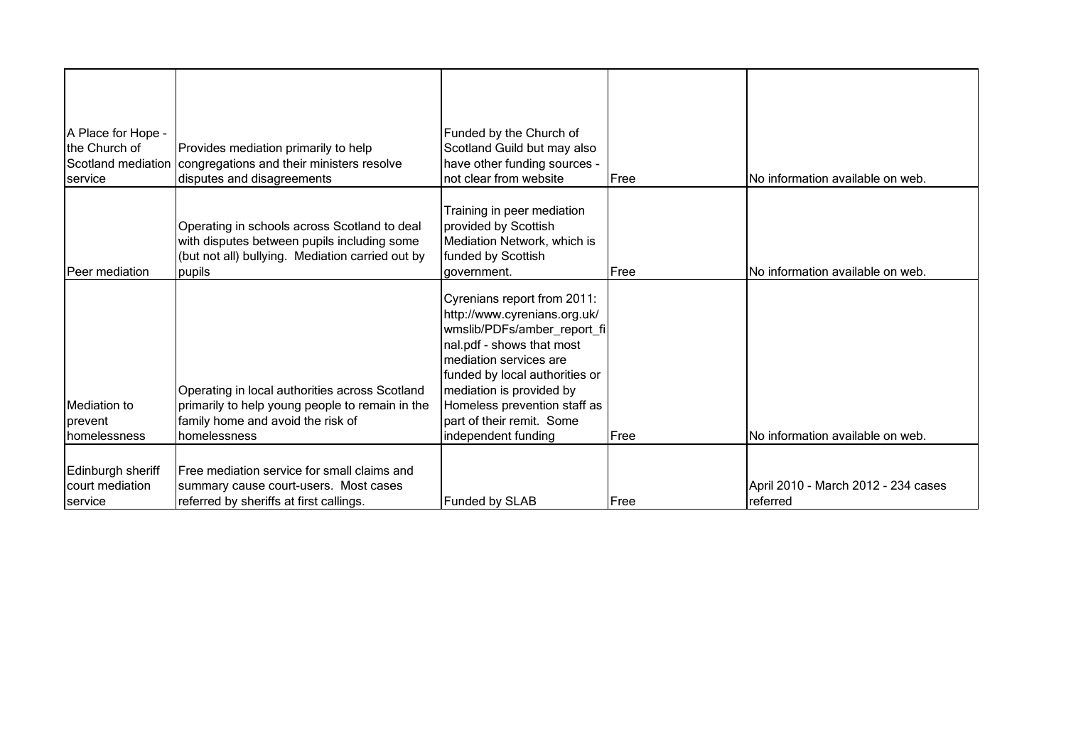| | | | | |
|---|---|---|---|---|
| A Place for Hope - the Church of Scotland mediation service | Provides mediation primarily to help congregations and their ministers resolve disputes and disagreements | Funded by the Church of Scotland Guild but may also have other funding sources - not clear from website | Free | No information available on web. |
| Peer mediation | Operating in schools across Scotland to deal with disputes between pupils including some (but not all) bullying. Mediation carried out by pupils | Training in peer mediation provided by Scottish Mediation Network, which is funded by Scottish government. | Free | No information available on web. |
| Mediation to prevent homelessness | Operating in local authorities across Scotland primarily to help young people to remain in the family home and avoid the risk of homelessness | Cyrenians report from 2011: http://www.cyrenians.org.uk/wmslib/PDFs/amber_report_final.pdf - shows that most mediation services are funded by local authorities or mediation is provided by Homeless prevention staff as part of their remit. Some independent funding | Free | No information available on web. |
| Edinburgh sheriff court mediation service | Free mediation service for small claims and summary cause court-users. Most cases referred by sheriffs at first callings. | Funded by SLAB | Free | April 2010 - March 2012 - 234 cases referred |